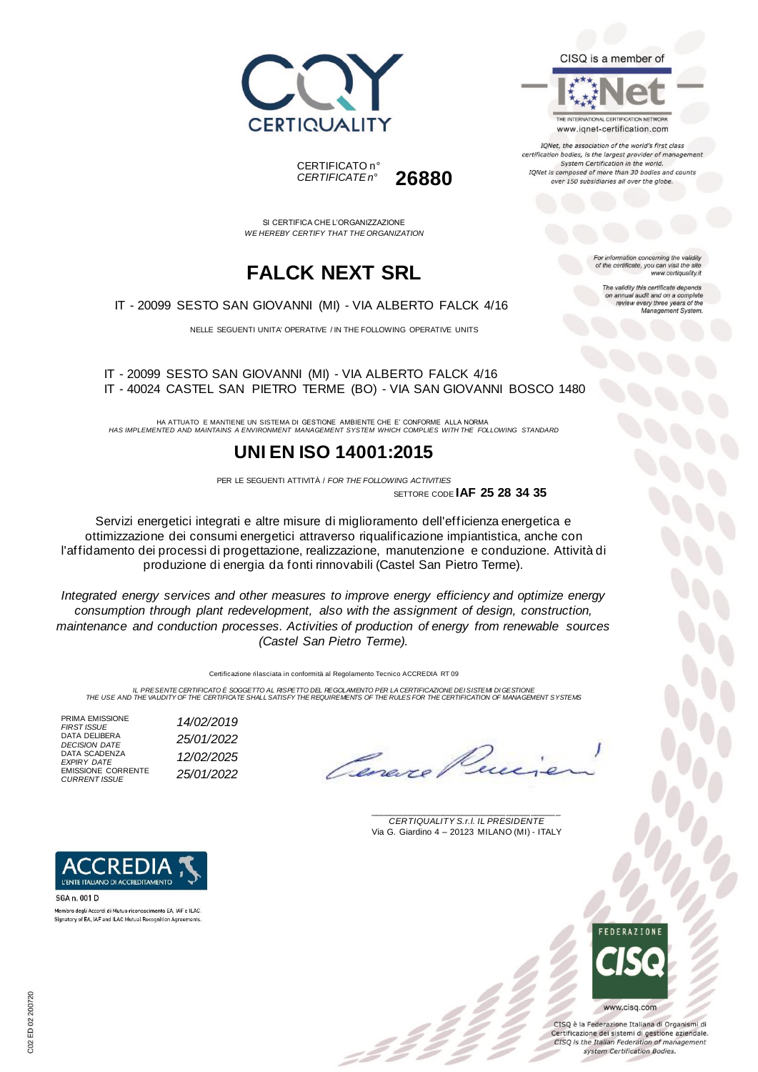CERTIQUALITY

CISQ is a member of

IQNet

THE INTERNATIONAL CERTIFICATION NETWORK
www.iqnet-certification.com

*IQNet, the association of the world's first class certification bodies, is the largest provider of management System Certification in the world. IQNet is composed of more than 30 bodies and counts over 150 subsidiaries all over the globe.*

CERTIFICATO n°
*CERTIFICATE n°* **26880**

SI CERTIFICA CHE L'ORGANIZZAZIONE
*WE HEREBY CERTIFY THAT THE ORGANIZATION*

*For information concerning the validity of the certificate, you can visit the site www.certiquality.it*

*The validity this certificate depends on annual audit and on a complete review every three years of the Management System.*

# FALCK NEXT SRL

IT - 20099 SESTO SAN GIOVANNI (MI) - VIA ALBERTO FALCK 4/16

NELLE SEGUENTI UNITA' OPERATIVE / IN THE FOLLOWING OPERATIVE UNITS

IT - 20099 SESTO SAN GIOVANNI (MI) - VIA ALBERTO FALCK 4/16
IT - 40024 CASTEL SAN PIETRO TERME (BO) - VIA SAN GIOVANNI BOSCO 1480

HA ATTUATO E MANTIENE UN SISTEMA DI GESTIONE AMBIENTE CHE E' CONFORME ALLA NORMA
*HAS IMPLEMENTED AND MAINTAINS A ENVIRONMENT MANAGEMENT SYSTEM WHICH COMPLIES WITH THE FOLLOWING STANDARD*

# UNI EN ISO 14001:2015

PER LE SEGUENTI ATTIVITÀ / *FOR THE FOLLOWING ACTIVITIES*

SETTORE CODE **IAF 25 28 34 35**

Servizi energetici integrati e altre misure di miglioramento dell'efficienza energetica e ottimizzazione dei consumi energetici attraverso riqualificazione impiantistica, anche con l'affidamento dei processi di progettazione, realizzazione, manutenzione e conduzione. Attività di produzione di energia da fonti rinnovabili (Castel San Pietro Terme).

*Integrated energy services and other measures to improve energy efficiency and optimize energy consumption through plant redevelopment, also with the assignment of design, construction, maintenance and conduction processes. Activities of production of energy from renewable sources (Castel San Pietro Terme).*

Certificazione rilasciata in conformità al Regolamento Tecnico ACCREDIA RT 09

*IL PRESENTE CERTIFICATO È SOGGETTO AL RISPETTO DEL REGOLAMENTO PER LA CERTIFICAZIONE DEI SISTEMI DI GESTIONE*
*THE USE AND THE VALIDITY OF THE CERTIFICATE SHALL SATISFY THE REQUIREMENTS OF THE RULES FOR THE CERTIFICATION OF MANAGEMENT SYSTEMS*

| | |
|---|---|
| PRIMA EMISSIONE *FIRST ISSUE* | *14/02/2019* |
| DATA DELIBERA *DECISION DATE* | *25/01/2022* |
| DATA SCADENZA *EXPIRY DATE* | *12/02/2025* |
| EMISSIONE CORRENTE *CURRENT ISSUE* | *25/01/2022* |

*CERTIQUALITY S.r.l. IL PRESIDENTE*
Via G. Giardino 4 – 20123 MILANO (MI) - ITALY

ACCREDIA L'ENTE ITALIANO DI ACCREDITAMENTO

SGA n. 001 D

Membro degli Accordi di Mutuo riconoscimento EA, IAF e ILAC.
Signatory of EA, IAF and ILAC Mutual Recognition Agreements.

FEDERAZIONE CISQ

www.cisq.com

CISQ è la Federazione Italiana di Organismi di Certificazione dei sistemi di gestione aziendale.
*CISQ is the Italian Federation of management system Certification Bodies.*

C02 ED 02 200720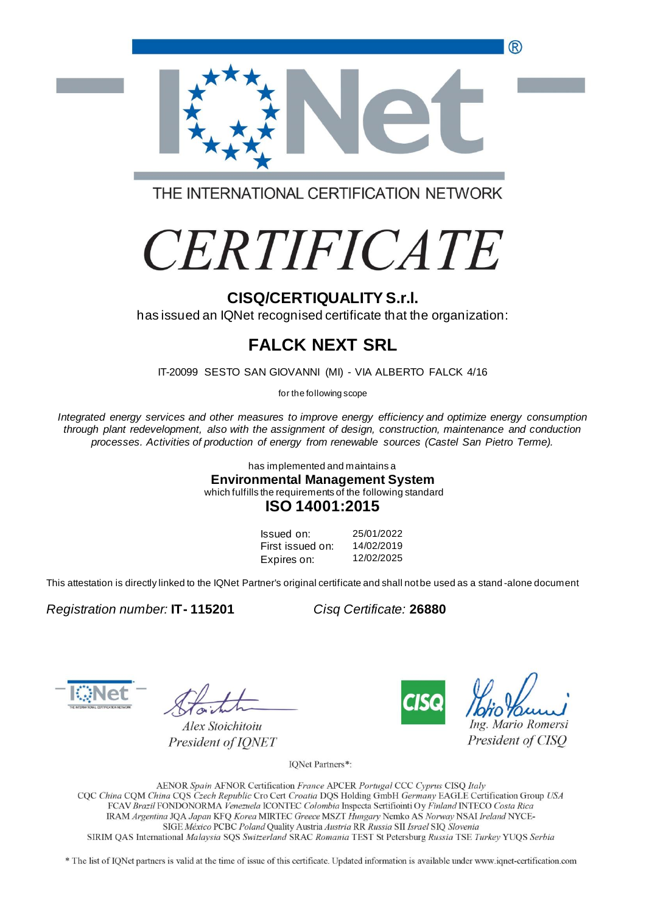THE INTERNATIONAL CERTIFICATION NETWORK

# CERTIFICATE

## CISQ/CERTIQUALITY S.r.l.

has issued an IQNet recognised certificate that the organization:

## FALCK NEXT SRL

IT-20099 SESTO SAN GIOVANNI (MI) - VIA ALBERTO FALCK 4/16

for the following scope

*Integrated energy services and other measures to improve energy efficiency and optimize energy consumption through plant redevelopment, also with the assignment of design, construction, maintenance and conduction processes. Activities of production of energy from renewable sources (Castel San Pietro Terme).*

has implemented and maintains a

**Environmental Management System**

which fulfills the requirements of the following standard

**ISO 14001:2015**

| | |
|---|---|
| Issued on: | 25/01/2022 |
| First issued on: | 14/02/2019 |
| Expires on: | 12/02/2025 |

This attestation is directly linked to the IQNet Partner's original certificate and shall not be used as a stand-alone document

*Registration number:* **IT - 115201** *Cisq Certificate:* **26880**

*Alex Stoichitoiu*
*President of IQNET*

*Ing. Mario Romersi*
*President of CISQ*

IQNet Partners*:

AENOR *Spain* AFNOR Certification *France* APCER *Portugal* CCC *Cyprus* CISQ *Italy*
CQC *China* CQM *China* CQS *Czech Republic* Cro Cert *Croatia* DQS Holding GmbH *Germany* EAGLE Certification Group *USA*
FCAV *Brazil* FONDONORMA *Venezuela* ICONTEC *Colombia* Inspecta Sertifiointi Oy *Finland* INTECO *Costa Rica*
IRAM *Argentina* JQA *Japan* KFQ *Korea* MIRTEC *Greece* MSZT *Hungary* Nemko AS *Norway* NSAI *Ireland* NYCE-SIGE *México* PCBC *Poland* Quality Austria *Austria* RR *Russia* SII *Israel* SIQ *Slovenia*
SIRIM QAS International *Malaysia* SQS *Switzerland* SRAC *Romania* TEST St Petersburg *Russia* TSE *Turkey* YUQS *Serbia*

\* The list of IQNet partners is valid at the time of issue of this certificate. Updated information is available under www.iqnet-certification.com